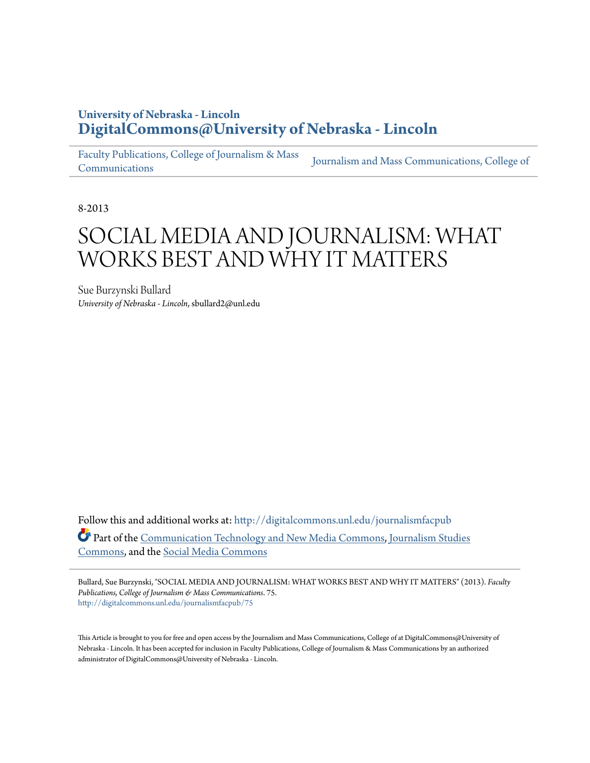**University of Nebraska - Lincoln**
**DigitalCommons@University of Nebraska - Lincoln**

Faculty Publications, College of Journalism & Mass Communications | Journalism and Mass Communications, College of

8-2013

# SOCIAL MEDIA AND JOURNALISM: WHAT WORKS BEST AND WHY IT MATTERS

Sue Burzynski Bullard
*University of Nebraska - Lincoln*, sbullard2@unl.edu

Follow this and additional works at: http://digitalcommons.unl.edu/journalismfacpub

Part of the Communication Technology and New Media Commons, Journalism Studies Commons, and the Social Media Commons

Bullard, Sue Burzynski, "SOCIAL MEDIA AND JOURNALISM: WHAT WORKS BEST AND WHY IT MATTERS" (2013). *Faculty Publications, College of Journalism & Mass Communications*. 75.
http://digitalcommons.unl.edu/journalismfacpub/75

This Article is brought to you for free and open access by the Journalism and Mass Communications, College of at DigitalCommons@University of Nebraska - Lincoln. It has been accepted for inclusion in Faculty Publications, College of Journalism & Mass Communications by an authorized administrator of DigitalCommons@University of Nebraska - Lincoln.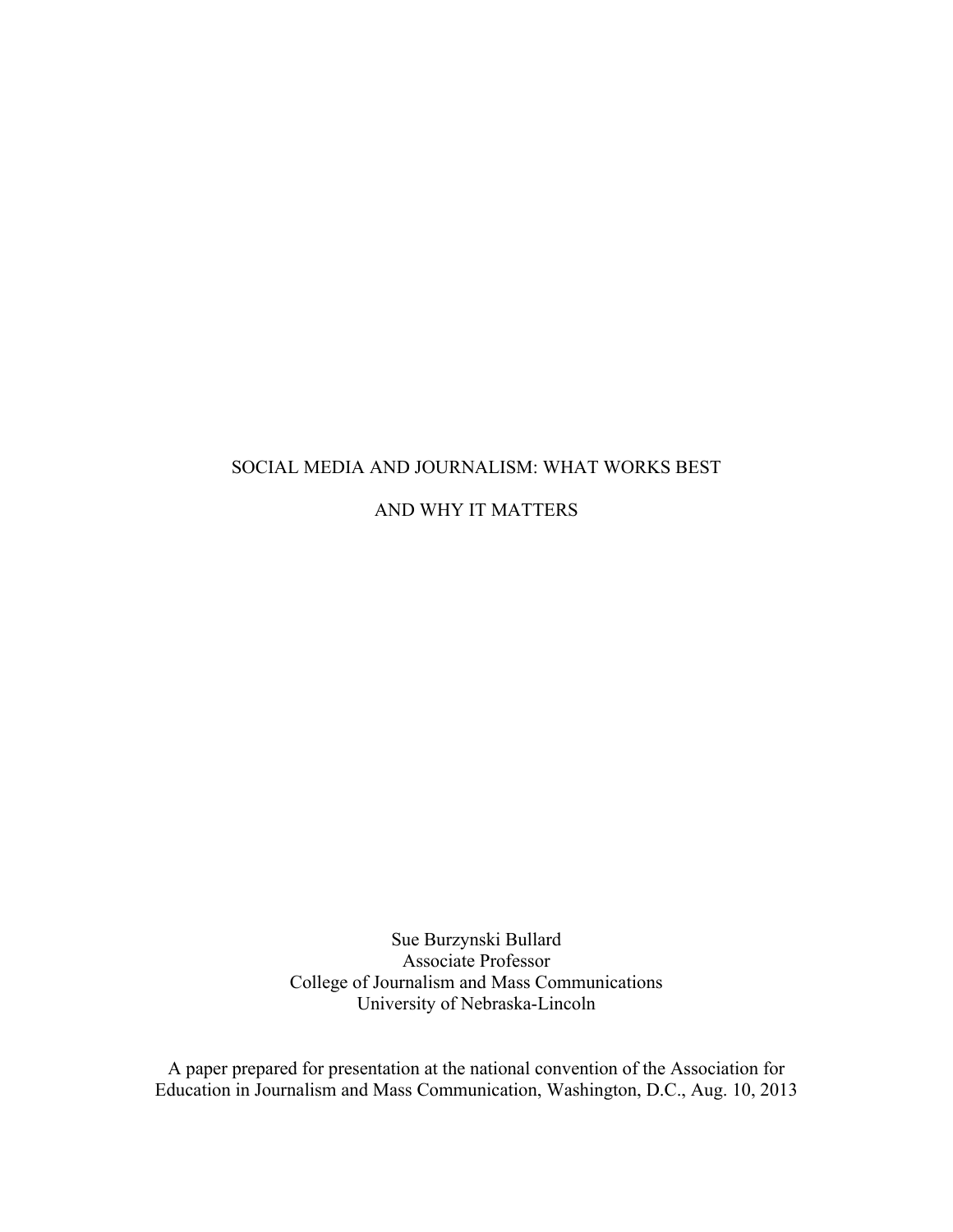# SOCIAL MEDIA AND JOURNALISM: WHAT WORKS BEST AND WHY IT MATTERS

Sue Burzynski Bullard
Associate Professor
College of Journalism and Mass Communications
University of Nebraska-Lincoln

A paper prepared for presentation at the national convention of the Association for Education in Journalism and Mass Communication, Washington, D.C., Aug. 10, 2013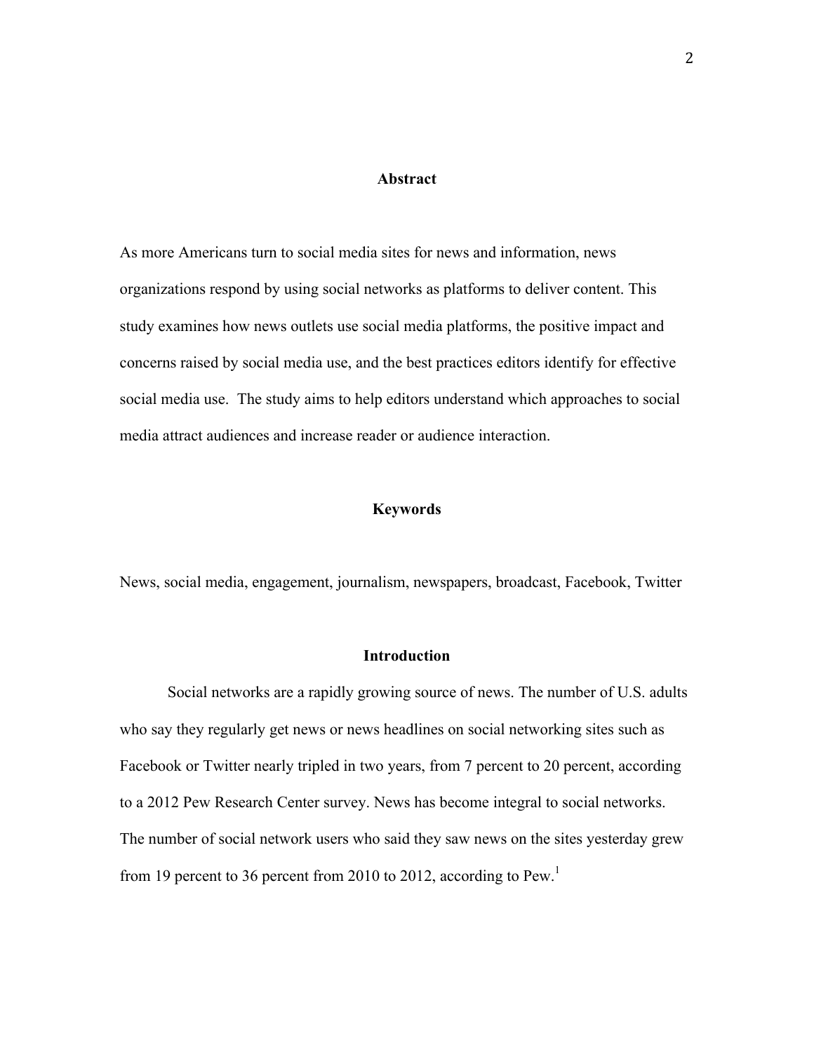## Abstract

As more Americans turn to social media sites for news and information, news organizations respond by using social networks as platforms to deliver content. This study examines how news outlets use social media platforms, the positive impact and concerns raised by social media use, and the best practices editors identify for effective social media use. The study aims to help editors understand which approaches to social media attract audiences and increase reader or audience interaction.

## Keywords

News, social media, engagement, journalism, newspapers, broadcast, Facebook, Twitter

## Introduction

Social networks are a rapidly growing source of news. The number of U.S. adults who say they regularly get news or news headlines on social networking sites such as Facebook or Twitter nearly tripled in two years, from 7 percent to 20 percent, according to a 2012 Pew Research Center survey. News has become integral to social networks. The number of social network users who said they saw news on the sites yesterday grew from 19 percent to 36 percent from 2010 to 2012, according to Pew.[1]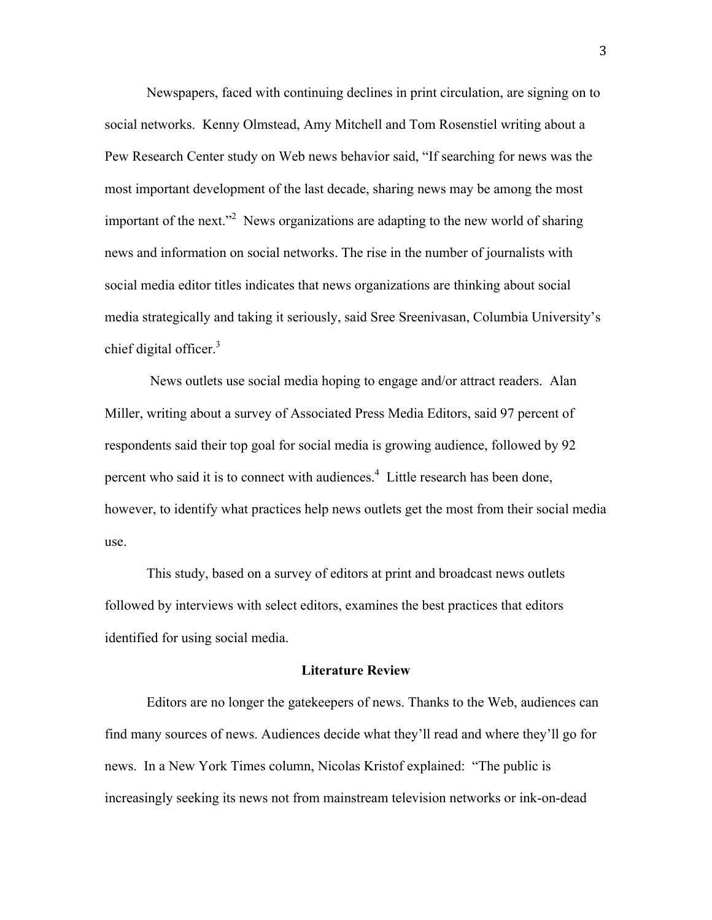Newspapers, faced with continuing declines in print circulation, are signing on to social networks. Kenny Olmstead, Amy Mitchell and Tom Rosenstiel writing about a Pew Research Center study on Web news behavior said, "If searching for news was the most important development of the last decade, sharing news may be among the most important of the next."[2] News organizations are adapting to the new world of sharing news and information on social networks. The rise in the number of journalists with social media editor titles indicates that news organizations are thinking about social media strategically and taking it seriously, said Sree Sreenivasan, Columbia University's chief digital officer.[3]

News outlets use social media hoping to engage and/or attract readers. Alan Miller, writing about a survey of Associated Press Media Editors, said 97 percent of respondents said their top goal for social media is growing audience, followed by 92 percent who said it is to connect with audiences.[4] Little research has been done, however, to identify what practices help news outlets get the most from their social media use.

This study, based on a survey of editors at print and broadcast news outlets followed by interviews with select editors, examines the best practices that editors identified for using social media.

## Literature Review

Editors are no longer the gatekeepers of news. Thanks to the Web, audiences can find many sources of news. Audiences decide what they'll read and where they'll go for news. In a New York Times column, Nicolas Kristof explained: "The public is increasingly seeking its news not from mainstream television networks or ink-on-dead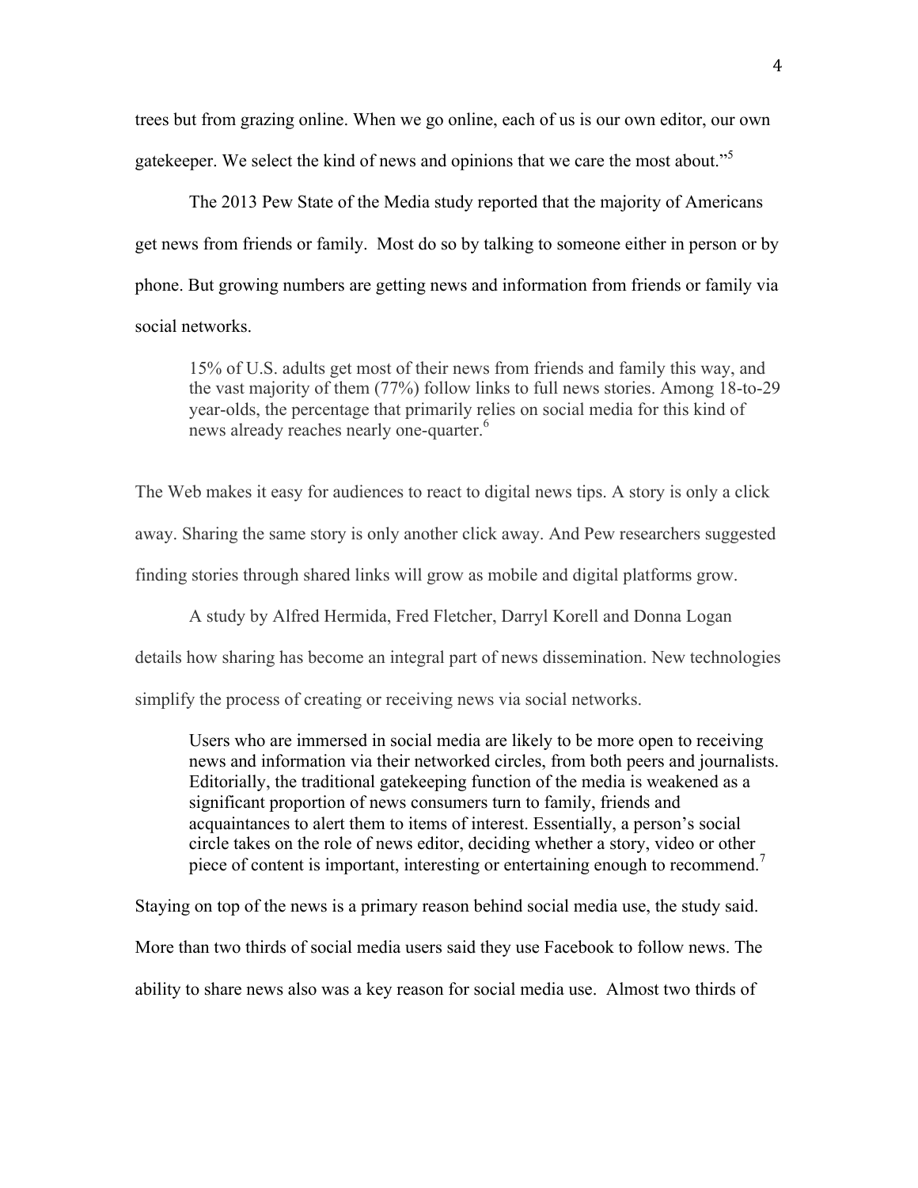trees but from grazing online. When we go online, each of us is our own editor, our own gatekeeper. We select the kind of news and opinions that we care the most about."[5]

The 2013 Pew State of the Media study reported that the majority of Americans get news from friends or family. Most do so by talking to someone either in person or by phone. But growing numbers are getting news and information from friends or family via social networks.

> 15% of U.S. adults get most of their news from friends and family this way, and the vast majority of them (77%) follow links to full news stories. Among 18-to-29 year-olds, the percentage that primarily relies on social media for this kind of news already reaches nearly one-quarter.[6]

The Web makes it easy for audiences to react to digital news tips. A story is only a click away. Sharing the same story is only another click away. And Pew researchers suggested finding stories through shared links will grow as mobile and digital platforms grow.

A study by Alfred Hermida, Fred Fletcher, Darryl Korell and Donna Logan details how sharing has become an integral part of news dissemination. New technologies simplify the process of creating or receiving news via social networks.

> Users who are immersed in social media are likely to be more open to receiving news and information via their networked circles, from both peers and journalists. Editorially, the traditional gatekeeping function of the media is weakened as a significant proportion of news consumers turn to family, friends and acquaintances to alert them to items of interest. Essentially, a person's social circle takes on the role of news editor, deciding whether a story, video or other piece of content is important, interesting or entertaining enough to recommend.[7]

Staying on top of the news is a primary reason behind social media use, the study said. More than two thirds of social media users said they use Facebook to follow news. The ability to share news also was a key reason for social media use. Almost two thirds of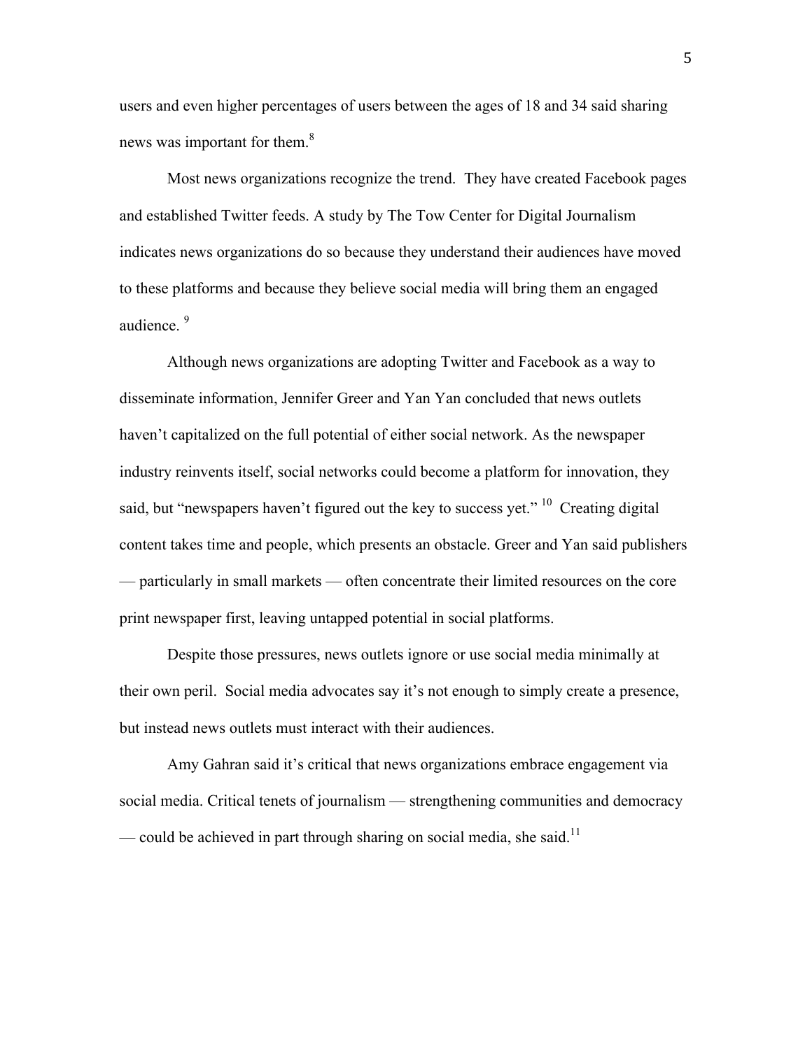users and even higher percentages of users between the ages of 18 and 34 said sharing news was important for them.[8]

Most news organizations recognize the trend. They have created Facebook pages and established Twitter feeds. A study by The Tow Center for Digital Journalism indicates news organizations do so because they understand their audiences have moved to these platforms and because they believe social media will bring them an engaged audience. [9]

Although news organizations are adopting Twitter and Facebook as a way to disseminate information, Jennifer Greer and Yan Yan concluded that news outlets haven't capitalized on the full potential of either social network. As the newspaper industry reinvents itself, social networks could become a platform for innovation, they said, but "newspapers haven't figured out the key to success yet." [10] Creating digital content takes time and people, which presents an obstacle. Greer and Yan said publishers — particularly in small markets — often concentrate their limited resources on the core print newspaper first, leaving untapped potential in social platforms.

Despite those pressures, news outlets ignore or use social media minimally at their own peril. Social media advocates say it's not enough to simply create a presence, but instead news outlets must interact with their audiences.

Amy Gahran said it's critical that news organizations embrace engagement via social media. Critical tenets of journalism — strengthening communities and democracy — could be achieved in part through sharing on social media, she said.[11]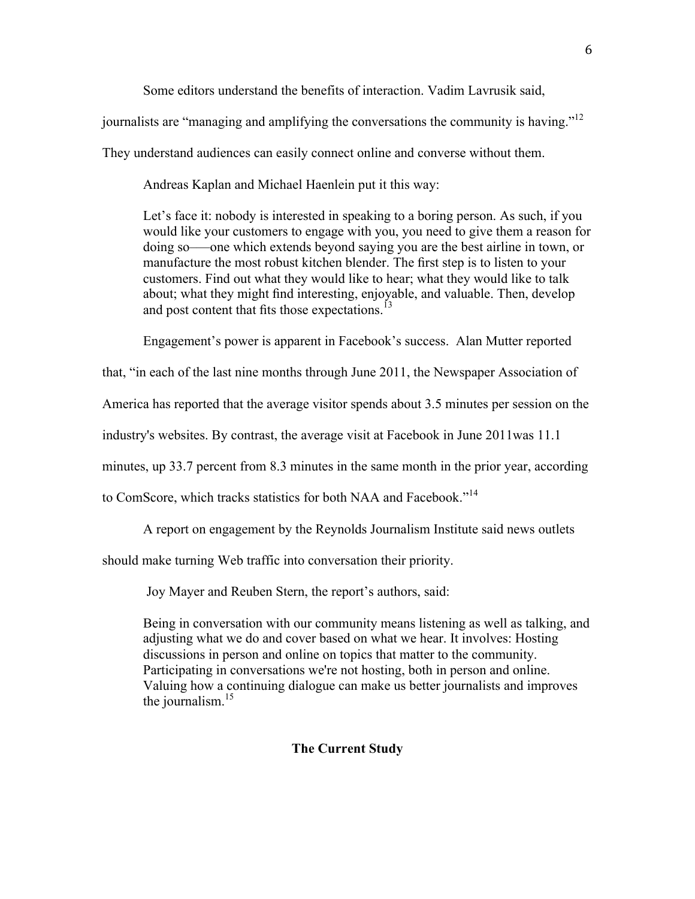Some editors understand the benefits of interaction. Vadim Lavrusik said, journalists are "managing and amplifying the conversations the community is having."[12] They understand audiences can easily connect online and converse without them.

Andreas Kaplan and Michael Haenlein put it this way:

> Let's face it: nobody is interested in speaking to a boring person. As such, if you would like your customers to engage with you, you need to give them a reason for doing so——one which extends beyond saying you are the best airline in town, or manufacture the most robust kitchen blender. The first step is to listen to your customers. Find out what they would like to hear; what they would like to talk about; what they might find interesting, enjoyable, and valuable. Then, develop and post content that fits those expectations.[13]

Engagement's power is apparent in Facebook's success. Alan Mutter reported that, "in each of the last nine months through June 2011, the Newspaper Association of America has reported that the average visitor spends about 3.5 minutes per session on the industry's websites. By contrast, the average visit at Facebook in June 2011was 11.1 minutes, up 33.7 percent from 8.3 minutes in the same month in the prior year, according to ComScore, which tracks statistics for both NAA and Facebook."[14]

A report on engagement by the Reynolds Journalism Institute said news outlets should make turning Web traffic into conversation their priority.

Joy Mayer and Reuben Stern, the report's authors, said:

> Being in conversation with our community means listening as well as talking, and adjusting what we do and cover based on what we hear. It involves: Hosting discussions in person and online on topics that matter to the community. Participating in conversations we're not hosting, both in person and online. Valuing how a continuing dialogue can make us better journalists and improves the journalism.[15]

## The Current Study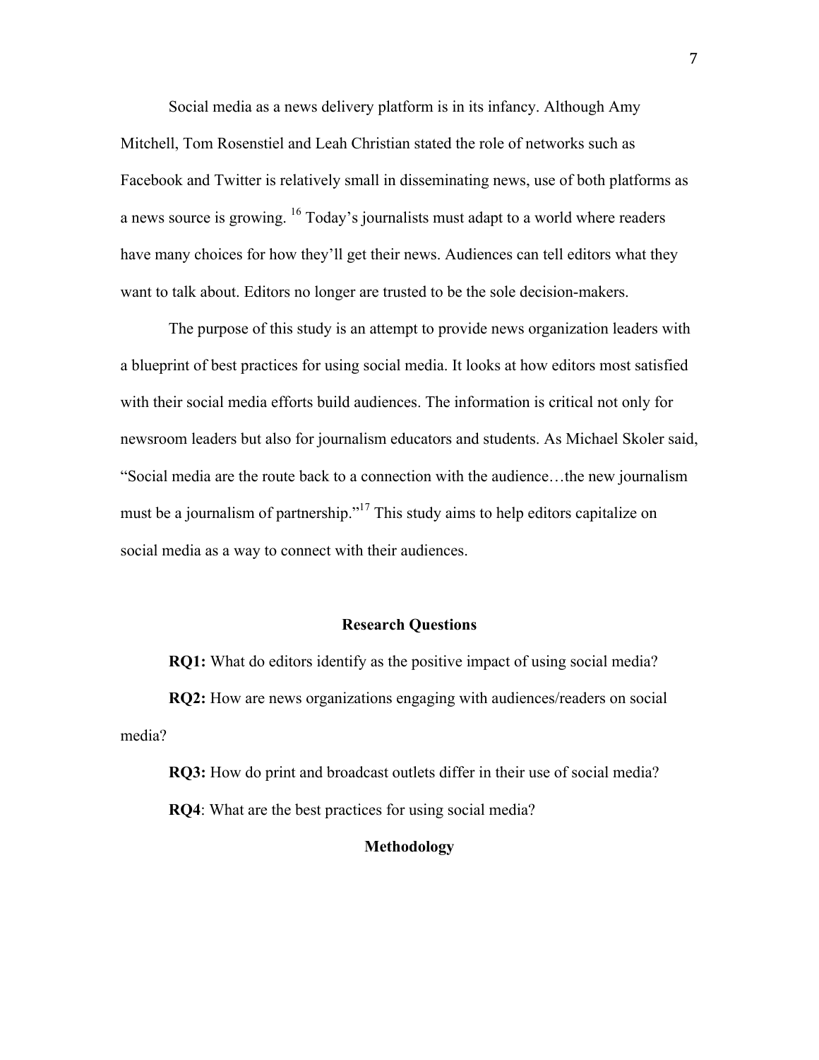Social media as a news delivery platform is in its infancy. Although Amy Mitchell, Tom Rosenstiel and Leah Christian stated the role of networks such as Facebook and Twitter is relatively small in disseminating news, use of both platforms as a news source is growing. [16] Today's journalists must adapt to a world where readers have many choices for how they'll get their news. Audiences can tell editors what they want to talk about. Editors no longer are trusted to be the sole decision-makers.

The purpose of this study is an attempt to provide news organization leaders with a blueprint of best practices for using social media. It looks at how editors most satisfied with their social media efforts build audiences. The information is critical not only for newsroom leaders but also for journalism educators and students. As Michael Skoler said, "Social media are the route back to a connection with the audience…the new journalism must be a journalism of partnership."[17] This study aims to help editors capitalize on social media as a way to connect with their audiences.

## Research Questions

**RQ1:** What do editors identify as the positive impact of using social media?

**RQ2:** How are news organizations engaging with audiences/readers on social media?

**RQ3:** How do print and broadcast outlets differ in their use of social media?

**RQ4**: What are the best practices for using social media?

## Methodology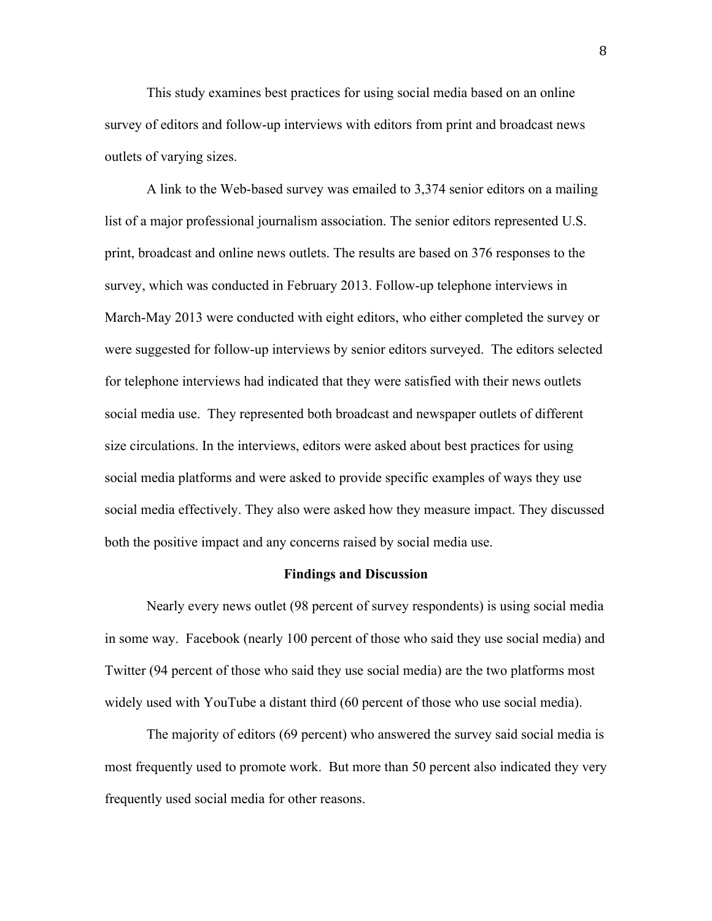This study examines best practices for using social media based on an online survey of editors and follow-up interviews with editors from print and broadcast news outlets of varying sizes.

A link to the Web-based survey was emailed to 3,374 senior editors on a mailing list of a major professional journalism association. The senior editors represented U.S. print, broadcast and online news outlets. The results are based on 376 responses to the survey, which was conducted in February 2013. Follow-up telephone interviews in March-May 2013 were conducted with eight editors, who either completed the survey or were suggested for follow-up interviews by senior editors surveyed. The editors selected for telephone interviews had indicated that they were satisfied with their news outlets social media use. They represented both broadcast and newspaper outlets of different size circulations. In the interviews, editors were asked about best practices for using social media platforms and were asked to provide specific examples of ways they use social media effectively. They also were asked how they measure impact. They discussed both the positive impact and any concerns raised by social media use.

## Findings and Discussion

Nearly every news outlet (98 percent of survey respondents) is using social media in some way. Facebook (nearly 100 percent of those who said they use social media) and Twitter (94 percent of those who said they use social media) are the two platforms most widely used with YouTube a distant third (60 percent of those who use social media).

The majority of editors (69 percent) who answered the survey said social media is most frequently used to promote work. But more than 50 percent also indicated they very frequently used social media for other reasons.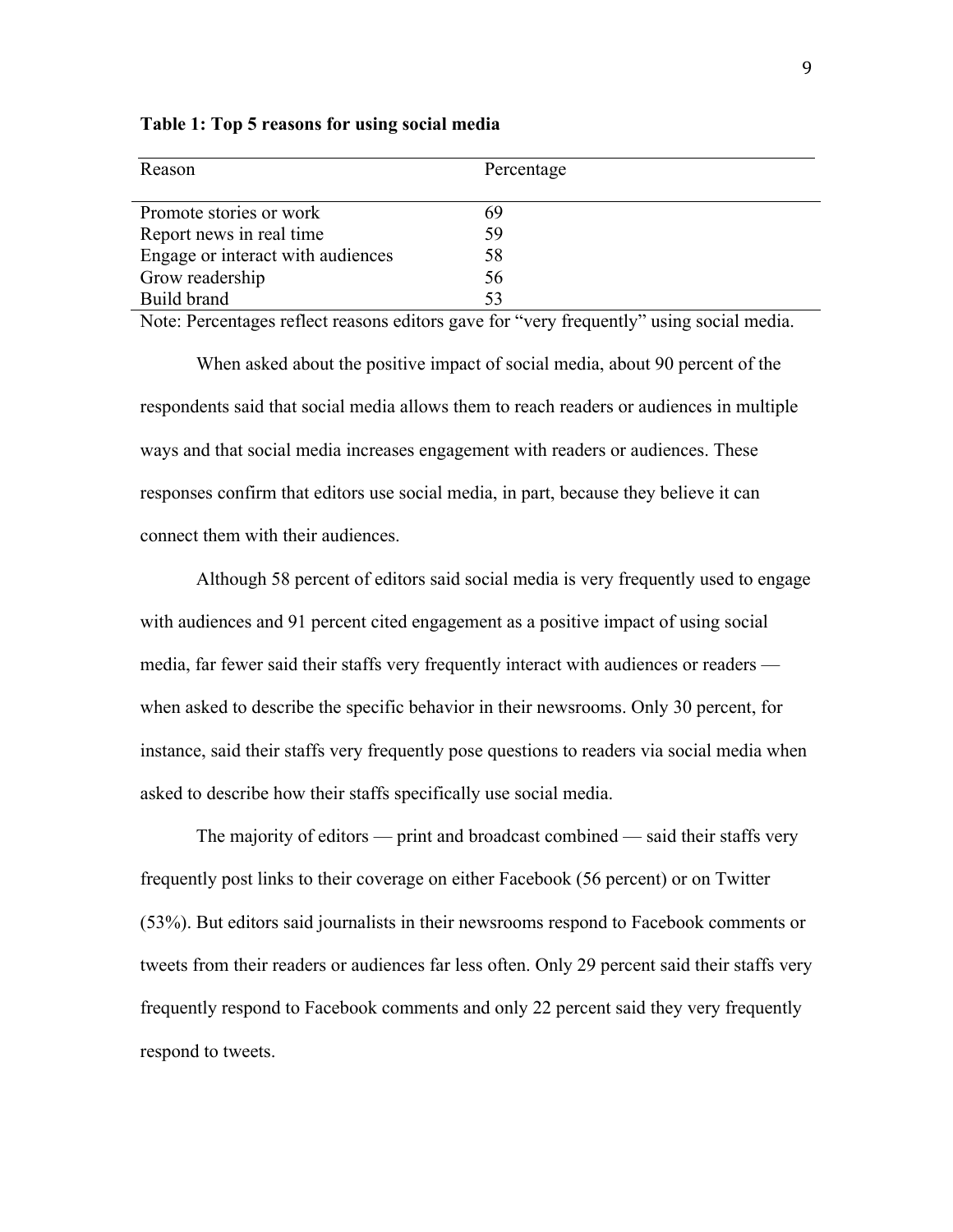**Table 1: Top 5 reasons for using social media**

| Reason | Percentage |
|---|---|
| Promote stories or work | 69 |
| Report news in real time | 59 |
| Engage or interact with audiences | 58 |
| Grow readership | 56 |
| Build brand | 53 |

Note: Percentages reflect reasons editors gave for "very frequently" using social media.

When asked about the positive impact of social media, about 90 percent of the respondents said that social media allows them to reach readers or audiences in multiple ways and that social media increases engagement with readers or audiences. These responses confirm that editors use social media, in part, because they believe it can connect them with their audiences.

Although 58 percent of editors said social media is very frequently used to engage with audiences and 91 percent cited engagement as a positive impact of using social media, far fewer said their staffs very frequently interact with audiences or readers — when asked to describe the specific behavior in their newsrooms. Only 30 percent, for instance, said their staffs very frequently pose questions to readers via social media when asked to describe how their staffs specifically use social media.

The majority of editors — print and broadcast combined — said their staffs very frequently post links to their coverage on either Facebook (56 percent) or on Twitter (53%). But editors said journalists in their newsrooms respond to Facebook comments or tweets from their readers or audiences far less often. Only 29 percent said their staffs very frequently respond to Facebook comments and only 22 percent said they very frequently respond to tweets.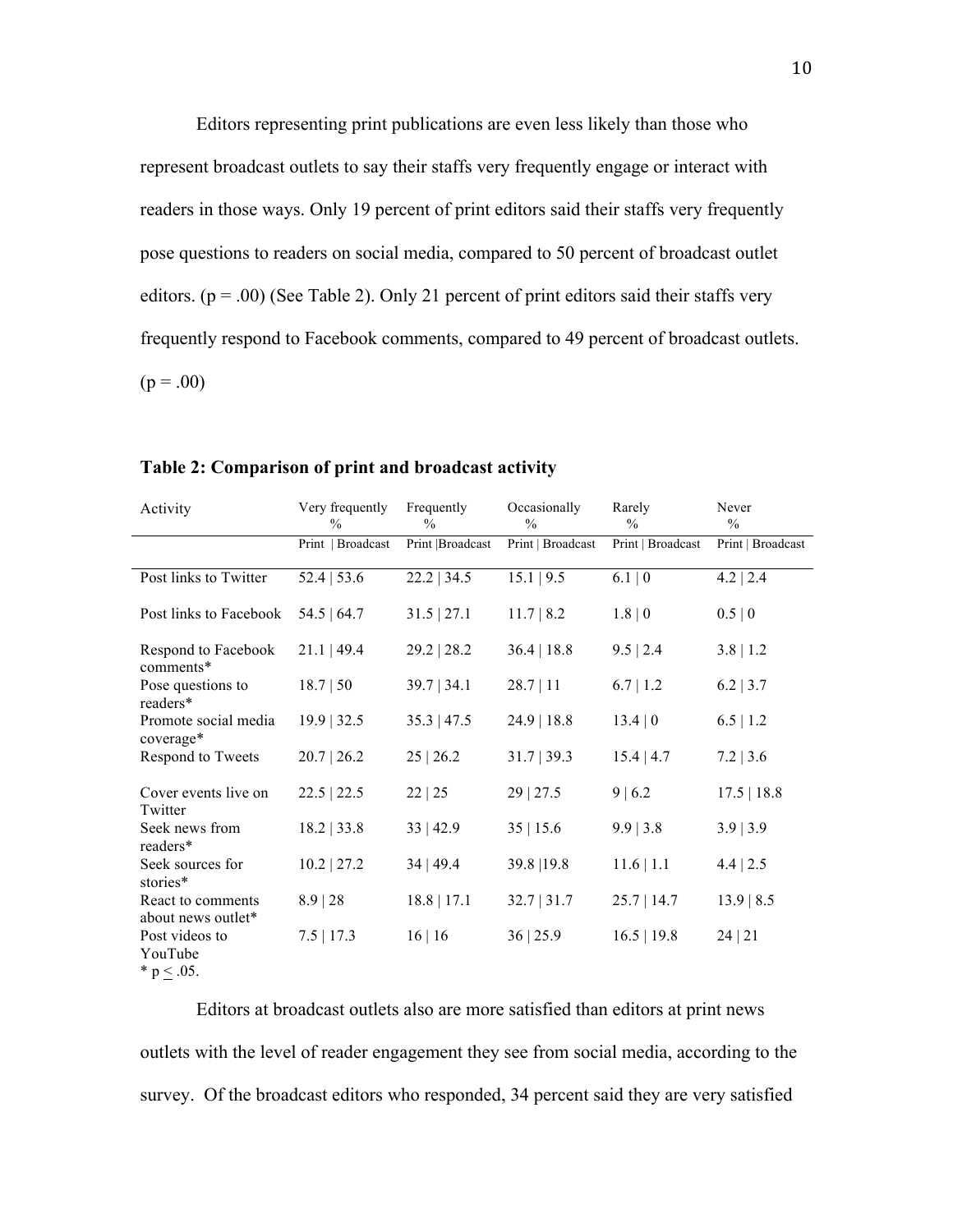Editors representing print publications are even less likely than those who represent broadcast outlets to say their staffs very frequently engage or interact with readers in those ways. Only 19 percent of print editors said their staffs very frequently pose questions to readers on social media, compared to 50 percent of broadcast outlet editors. (p = .00) (See Table 2). Only 21 percent of print editors said their staffs very frequently respond to Facebook comments, compared to 49 percent of broadcast outlets. (p = .00)

**Table 2: Comparison of print and broadcast activity**

| Activity | Very frequently % | Frequently % | Occasionally % | Rarely % | Never % |
|---|---|---|---|---|---|
| | Print \| Broadcast | Print \|Broadcast | Print \| Broadcast | Print \| Broadcast | Print \| Broadcast |
| Post links to Twitter | 52.4 \| 53.6 | 22.2 \| 34.5 | 15.1 \| 9.5 | 6.1 \| 0 | 4.2 \| 2.4 |
| Post links to Facebook | 54.5 \| 64.7 | 31.5 \| 27.1 | 11.7 \| 8.2 | 1.8 \| 0 | 0.5 \| 0 |
| Respond to Facebook comments* | 21.1 \| 49.4 | 29.2 \| 28.2 | 36.4 \| 18.8 | 9.5 \| 2.4 | 3.8 \| 1.2 |
| Pose questions to readers* | 18.7 \| 50 | 39.7 \| 34.1 | 28.7 \| 11 | 6.7 \| 1.2 | 6.2 \| 3.7 |
| Promote social media coverage* | 19.9 \| 32.5 | 35.3 \| 47.5 | 24.9 \| 18.8 | 13.4 \| 0 | 6.5 \| 1.2 |
| Respond to Tweets | 20.7 \| 26.2 | 25 \| 26.2 | 31.7 \| 39.3 | 15.4 \| 4.7 | 7.2 \| 3.6 |
| Cover events live on Twitter | 22.5 \| 22.5 | 22 \| 25 | 29 \| 27.5 | 9 \| 6.2 | 17.5 \| 18.8 |
| Seek news from readers* | 18.2 \| 33.8 | 33 \| 42.9 | 35 \| 15.6 | 9.9 \| 3.8 | 3.9 \| 3.9 |
| Seek sources for stories* | 10.2 \| 27.2 | 34 \| 49.4 | 39.8 \|19.8 | 11.6 \| 1.1 | 4.4 \| 2.5 |
| React to comments about news outlet* | 8.9 \| 28 | 18.8 \| 17.1 | 32.7 \| 31.7 | 25.7 \| 14.7 | 13.9 \| 8.5 |
| Post videos to YouTube | 7.5 \| 17.3 | 16 \| 16 | 36 \| 25.9 | 16.5 \| 19.8 | 24 \| 21 |

* $p \leq .05$.

Editors at broadcast outlets also are more satisfied than editors at print news outlets with the level of reader engagement they see from social media, according to the survey. Of the broadcast editors who responded, 34 percent said they are very satisfied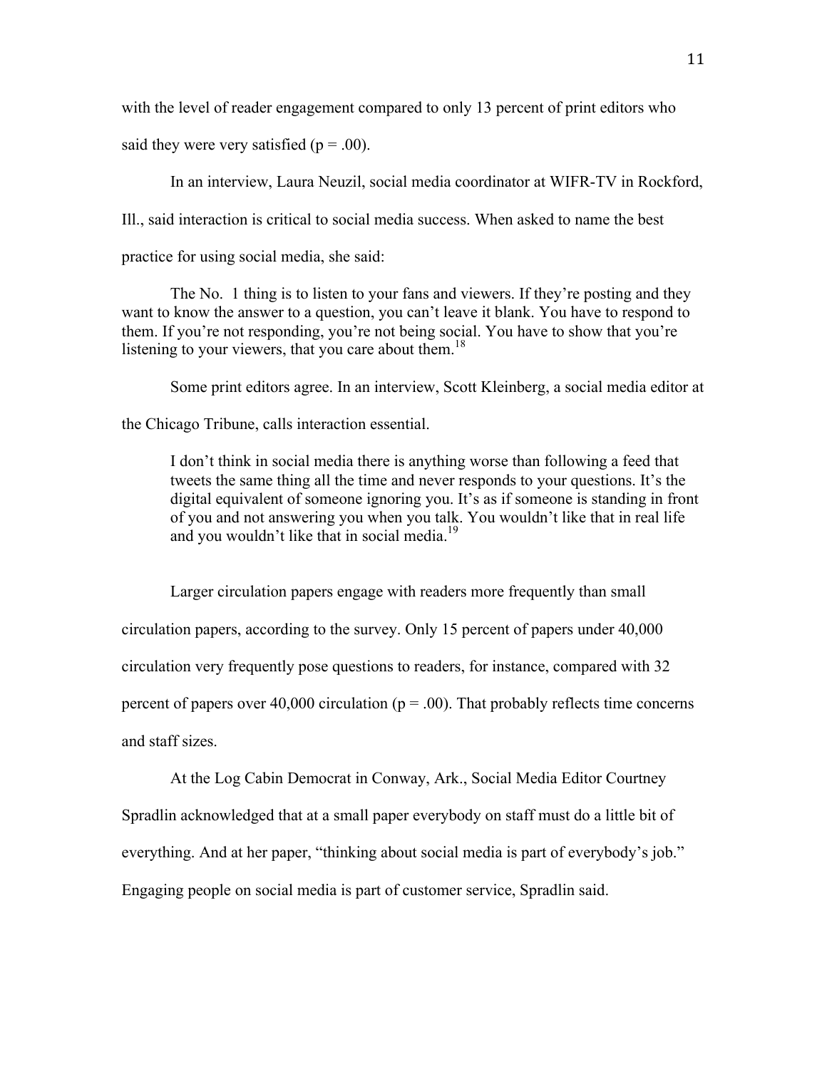with the level of reader engagement compared to only 13 percent of print editors who said they were very satisfied ($p = .00$).

In an interview, Laura Neuzil, social media coordinator at WIFR-TV in Rockford, Ill., said interaction is critical to social media success. When asked to name the best practice for using social media, she said:

> The No. 1 thing is to listen to your fans and viewers. If they're posting and they want to know the answer to a question, you can't leave it blank. You have to respond to them. If you're not responding, you're not being social. You have to show that you're listening to your viewers, that you care about them.[18]

Some print editors agree. In an interview, Scott Kleinberg, a social media editor at the Chicago Tribune, calls interaction essential.

> I don't think in social media there is anything worse than following a feed that tweets the same thing all the time and never responds to your questions. It's the digital equivalent of someone ignoring you. It's as if someone is standing in front of you and not answering you when you talk. You wouldn't like that in real life and you wouldn't like that in social media.[19]

Larger circulation papers engage with readers more frequently than small circulation papers, according to the survey. Only 15 percent of papers under 40,000 circulation very frequently pose questions to readers, for instance, compared with 32 percent of papers over 40,000 circulation ($p = .00$). That probably reflects time concerns and staff sizes.

At the Log Cabin Democrat in Conway, Ark., Social Media Editor Courtney Spradlin acknowledged that at a small paper everybody on staff must do a little bit of everything. And at her paper, "thinking about social media is part of everybody's job." Engaging people on social media is part of customer service, Spradlin said.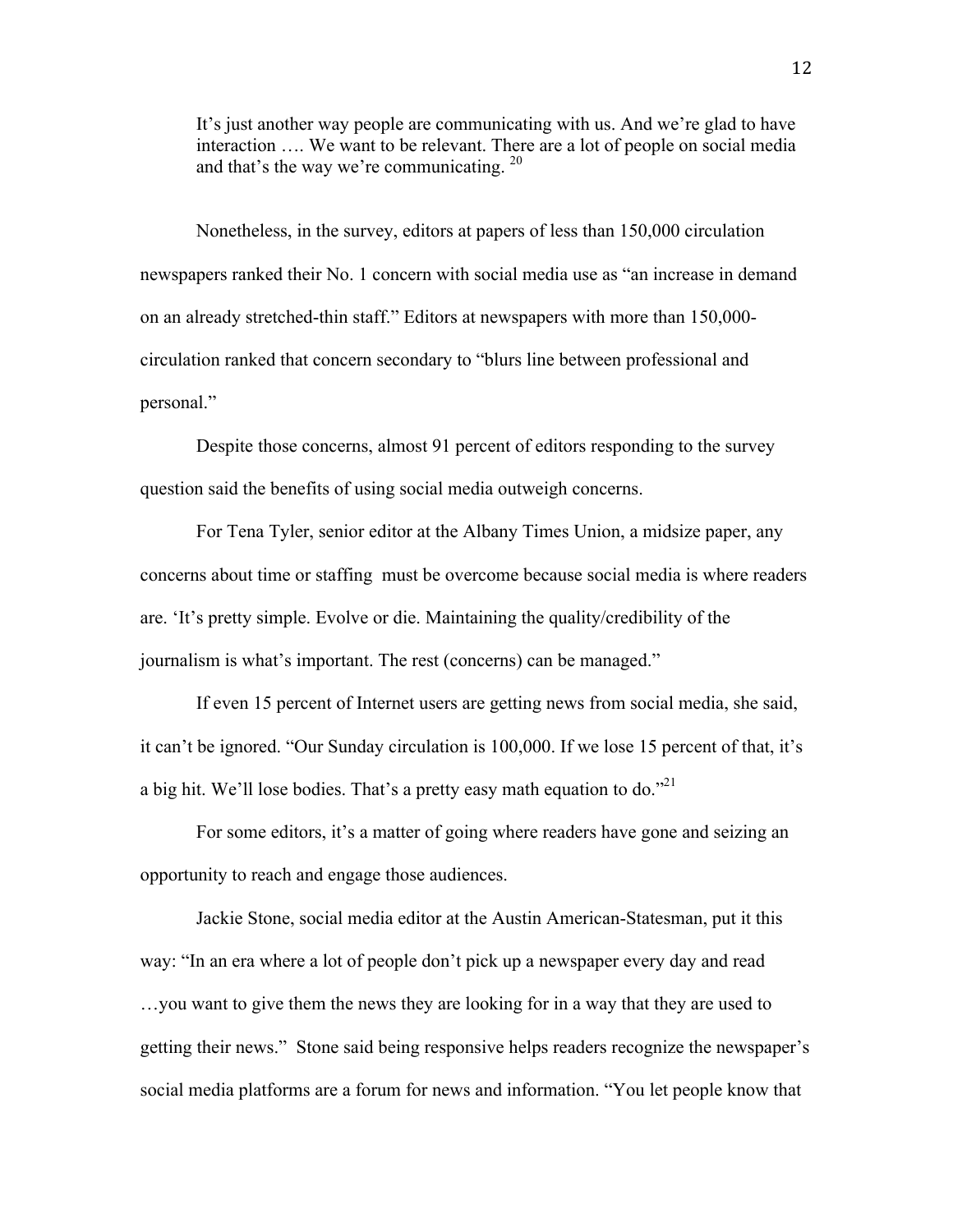> It's just another way people are communicating with us. And we're glad to have interaction …. We want to be relevant. There are a lot of people on social media and that's the way we're communicating. [20]

Nonetheless, in the survey, editors at papers of less than 150,000 circulation newspapers ranked their No. 1 concern with social media use as "an increase in demand on an already stretched-thin staff." Editors at newspapers with more than 150,000-circulation ranked that concern secondary to "blurs line between professional and personal."

Despite those concerns, almost 91 percent of editors responding to the survey question said the benefits of using social media outweigh concerns.

For Tena Tyler, senior editor at the Albany Times Union, a midsize paper, any concerns about time or staffing must be overcome because social media is where readers are. 'It's pretty simple. Evolve or die. Maintaining the quality/credibility of the journalism is what's important. The rest (concerns) can be managed."

If even 15 percent of Internet users are getting news from social media, she said, it can't be ignored. "Our Sunday circulation is 100,000. If we lose 15 percent of that, it's a big hit. We'll lose bodies. That's a pretty easy math equation to do."[21]

For some editors, it's a matter of going where readers have gone and seizing an opportunity to reach and engage those audiences.

Jackie Stone, social media editor at the Austin American-Statesman, put it this way: "In an era where a lot of people don't pick up a newspaper every day and read …you want to give them the news they are looking for in a way that they are used to getting their news." Stone said being responsive helps readers recognize the newspaper's social media platforms are a forum for news and information. "You let people know that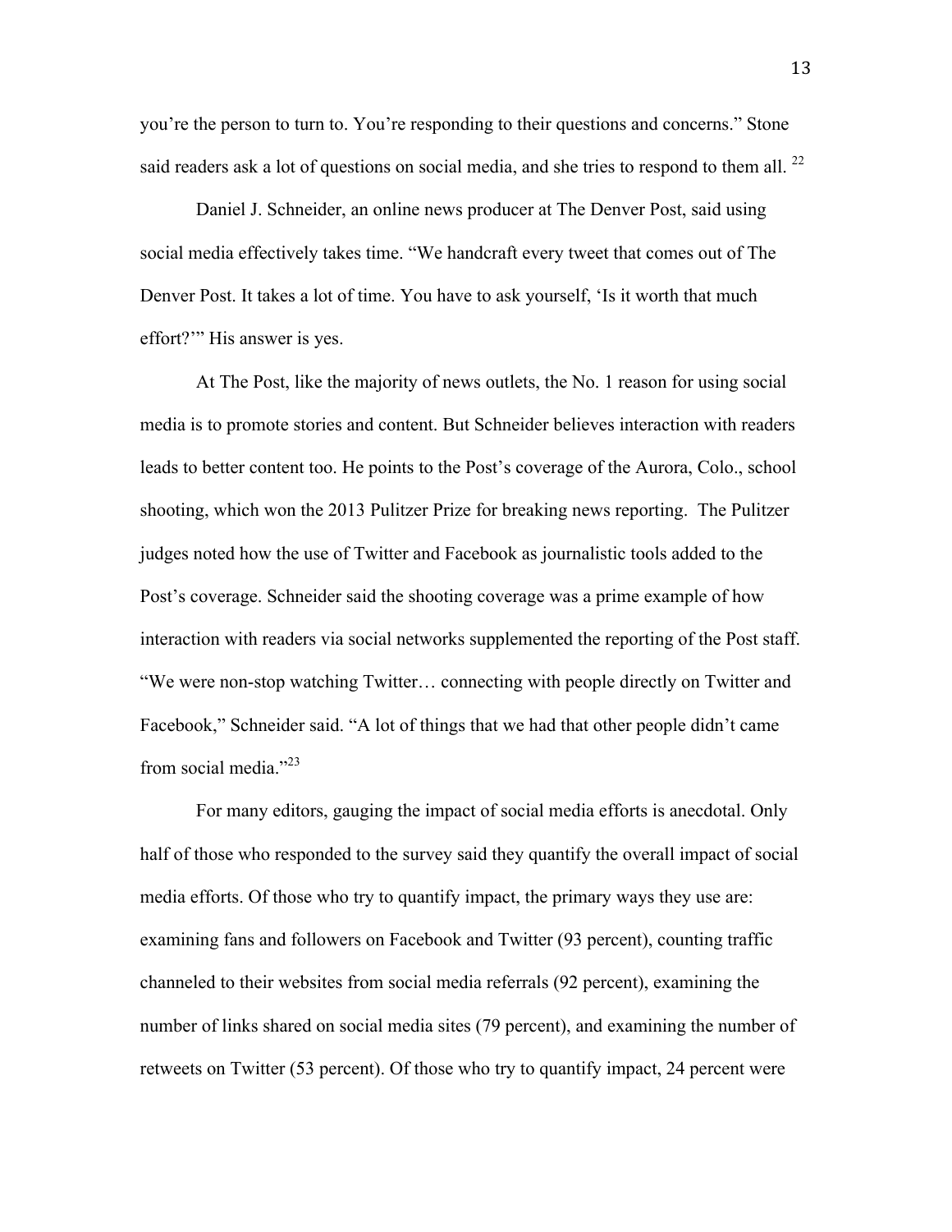you're the person to turn to. You're responding to their questions and concerns." Stone said readers ask a lot of questions on social media, and she tries to respond to them all. [22]

Daniel J. Schneider, an online news producer at The Denver Post, said using social media effectively takes time. "We handcraft every tweet that comes out of The Denver Post. It takes a lot of time. You have to ask yourself, 'Is it worth that much effort?'" His answer is yes.

At The Post, like the majority of news outlets, the No. 1 reason for using social media is to promote stories and content. But Schneider believes interaction with readers leads to better content too. He points to the Post's coverage of the Aurora, Colo., school shooting, which won the 2013 Pulitzer Prize for breaking news reporting. The Pulitzer judges noted how the use of Twitter and Facebook as journalistic tools added to the Post's coverage. Schneider said the shooting coverage was a prime example of how interaction with readers via social networks supplemented the reporting of the Post staff. "We were non-stop watching Twitter… connecting with people directly on Twitter and Facebook," Schneider said. "A lot of things that we had that other people didn't came from social media."[23]

For many editors, gauging the impact of social media efforts is anecdotal. Only half of those who responded to the survey said they quantify the overall impact of social media efforts. Of those who try to quantify impact, the primary ways they use are: examining fans and followers on Facebook and Twitter (93 percent), counting traffic channeled to their websites from social media referrals (92 percent), examining the number of links shared on social media sites (79 percent), and examining the number of retweets on Twitter (53 percent). Of those who try to quantify impact, 24 percent were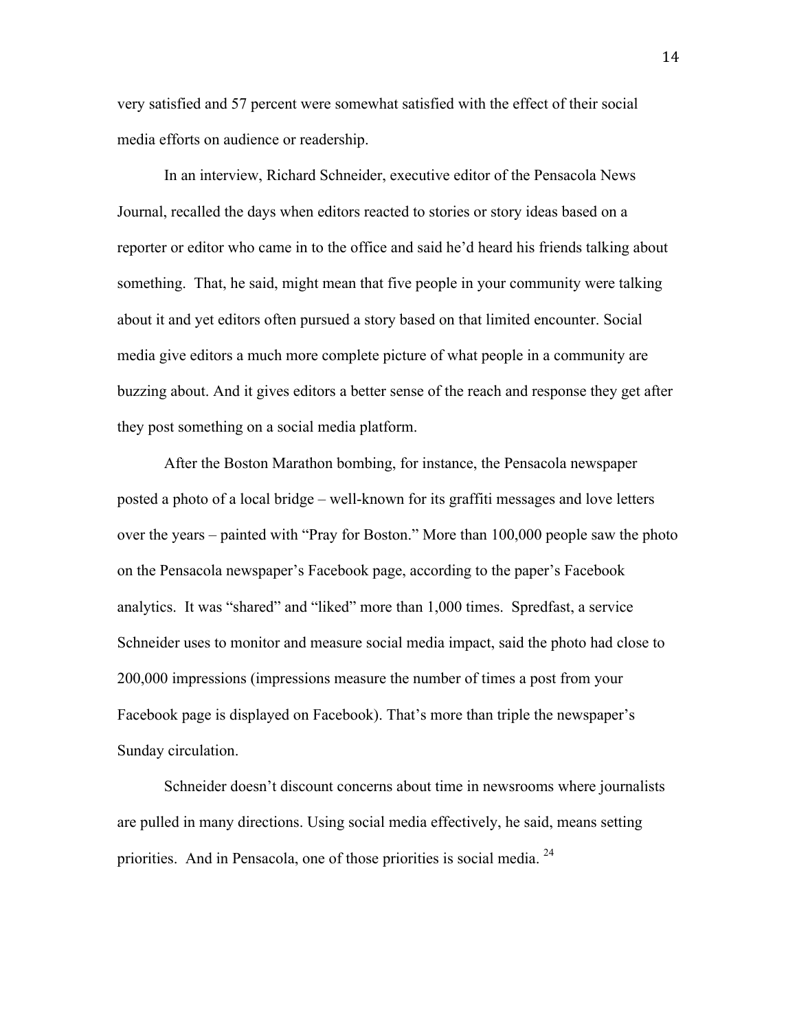very satisfied and 57 percent were somewhat satisfied with the effect of their social media efforts on audience or readership.

In an interview, Richard Schneider, executive editor of the Pensacola News Journal, recalled the days when editors reacted to stories or story ideas based on a reporter or editor who came in to the office and said he'd heard his friends talking about something. That, he said, might mean that five people in your community were talking about it and yet editors often pursued a story based on that limited encounter. Social media give editors a much more complete picture of what people in a community are buzzing about. And it gives editors a better sense of the reach and response they get after they post something on a social media platform.

After the Boston Marathon bombing, for instance, the Pensacola newspaper posted a photo of a local bridge – well-known for its graffiti messages and love letters over the years – painted with "Pray for Boston." More than 100,000 people saw the photo on the Pensacola newspaper's Facebook page, according to the paper's Facebook analytics. It was "shared" and "liked" more than 1,000 times. Spredfast, a service Schneider uses to monitor and measure social media impact, said the photo had close to 200,000 impressions (impressions measure the number of times a post from your Facebook page is displayed on Facebook). That's more than triple the newspaper's Sunday circulation.

Schneider doesn't discount concerns about time in newsrooms where journalists are pulled in many directions. Using social media effectively, he said, means setting priorities. And in Pensacola, one of those priorities is social media. [24]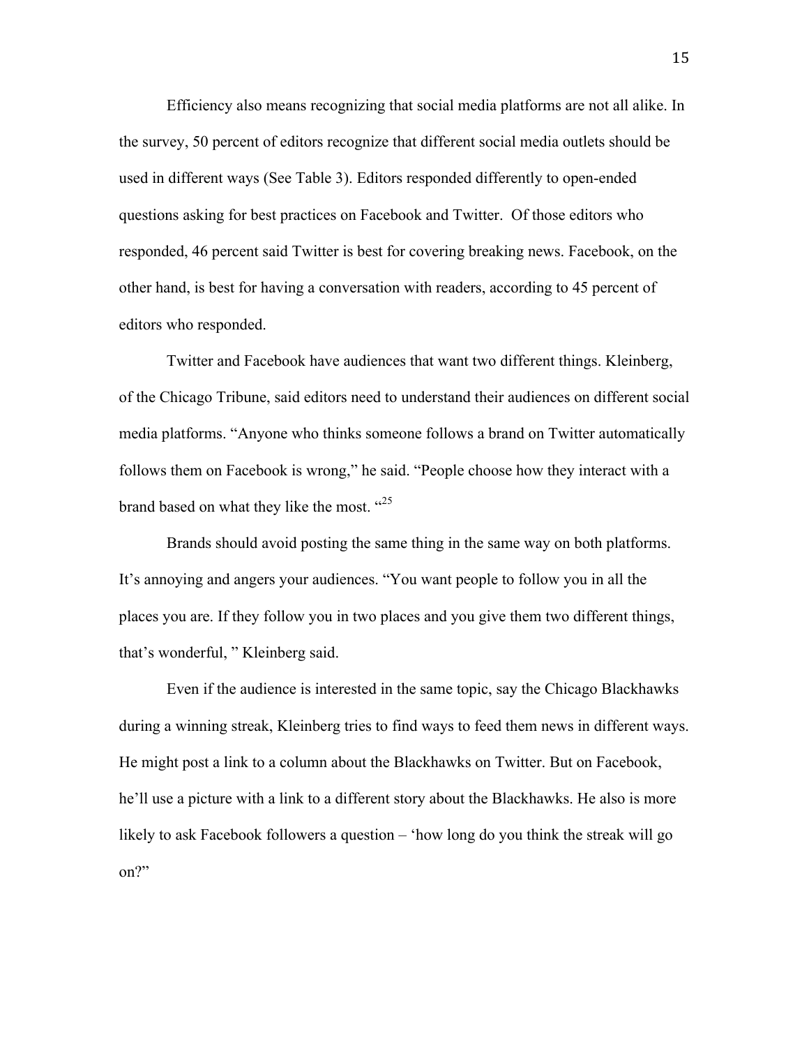Efficiency also means recognizing that social media platforms are not all alike. In the survey, 50 percent of editors recognize that different social media outlets should be used in different ways (See Table 3). Editors responded differently to open-ended questions asking for best practices on Facebook and Twitter. Of those editors who responded, 46 percent said Twitter is best for covering breaking news. Facebook, on the other hand, is best for having a conversation with readers, according to 45 percent of editors who responded.

Twitter and Facebook have audiences that want two different things. Kleinberg, of the Chicago Tribune, said editors need to understand their audiences on different social media platforms. "Anyone who thinks someone follows a brand on Twitter automatically follows them on Facebook is wrong," he said. "People choose how they interact with a brand based on what they like the most. "[25]

Brands should avoid posting the same thing in the same way on both platforms. It's annoying and angers your audiences. "You want people to follow you in all the places you are. If they follow you in two places and you give them two different things, that's wonderful, " Kleinberg said.

Even if the audience is interested in the same topic, say the Chicago Blackhawks during a winning streak, Kleinberg tries to find ways to feed them news in different ways. He might post a link to a column about the Blackhawks on Twitter. But on Facebook, he'll use a picture with a link to a different story about the Blackhawks. He also is more likely to ask Facebook followers a question – 'how long do you think the streak will go on?"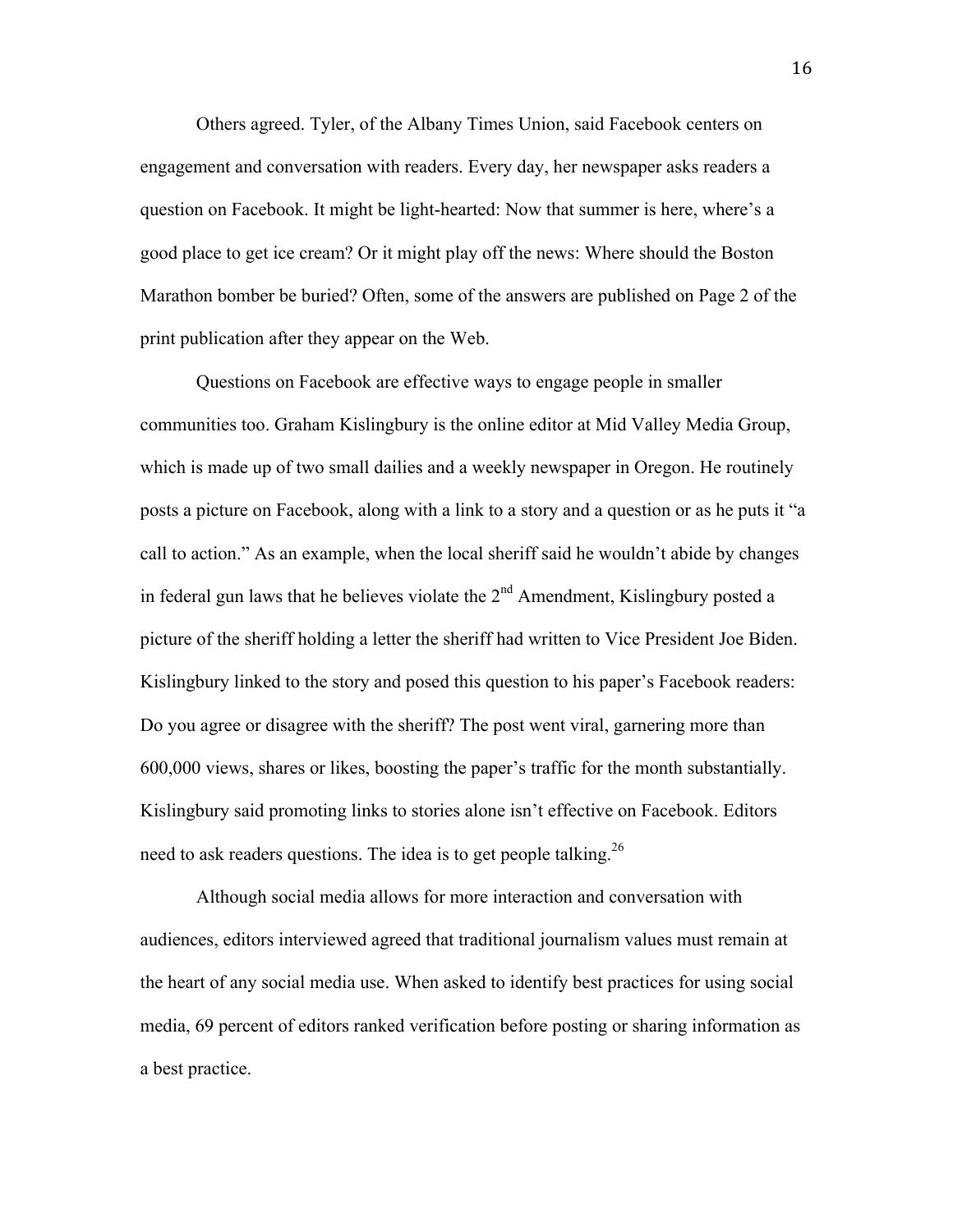Others agreed. Tyler, of the Albany Times Union, said Facebook centers on engagement and conversation with readers. Every day, her newspaper asks readers a question on Facebook. It might be light-hearted: Now that summer is here, where's a good place to get ice cream? Or it might play off the news: Where should the Boston Marathon bomber be buried? Often, some of the answers are published on Page 2 of the print publication after they appear on the Web.

Questions on Facebook are effective ways to engage people in smaller communities too. Graham Kislingbury is the online editor at Mid Valley Media Group, which is made up of two small dailies and a weekly newspaper in Oregon. He routinely posts a picture on Facebook, along with a link to a story and a question or as he puts it "a call to action." As an example, when the local sheriff said he wouldn't abide by changes in federal gun laws that he believes violate the 2nd Amendment, Kislingbury posted a picture of the sheriff holding a letter the sheriff had written to Vice President Joe Biden. Kislingbury linked to the story and posed this question to his paper's Facebook readers: Do you agree or disagree with the sheriff? The post went viral, garnering more than 600,000 views, shares or likes, boosting the paper's traffic for the month substantially. Kislingbury said promoting links to stories alone isn't effective on Facebook. Editors need to ask readers questions. The idea is to get people talking.[26]

Although social media allows for more interaction and conversation with audiences, editors interviewed agreed that traditional journalism values must remain at the heart of any social media use. When asked to identify best practices for using social media, 69 percent of editors ranked verification before posting or sharing information as a best practice.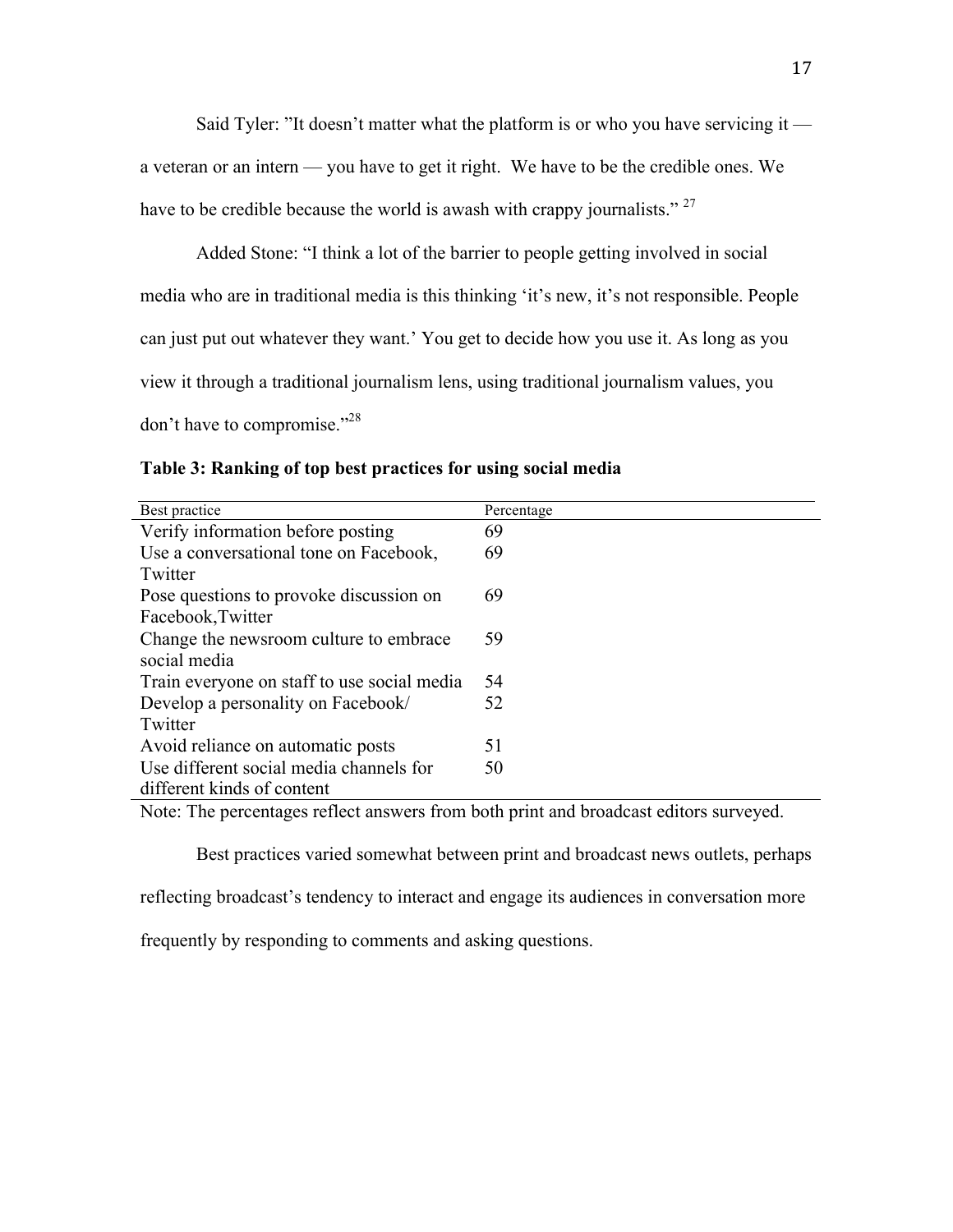Said Tyler: "It doesn't matter what the platform is or who you have servicing it — a veteran or an intern — you have to get it right. We have to be the credible ones. We have to be credible because the world is awash with crappy journalists." [27]

Added Stone: "I think a lot of the barrier to people getting involved in social media who are in traditional media is this thinking 'it's new, it's not responsible. People can just put out whatever they want.' You get to decide how you use it. As long as you view it through a traditional journalism lens, using traditional journalism values, you don't have to compromise."[28]

**Table 3: Ranking of top best practices for using social media**

| Best practice | Percentage |
|---|---|
| Verify information before posting | 69 |
| Use a conversational tone on Facebook, Twitter | 69 |
| Pose questions to provoke discussion on Facebook,Twitter | 69 |
| Change the newsroom culture to embrace social media | 59 |
| Train everyone on staff to use social media | 54 |
| Develop a personality on Facebook/ Twitter | 52 |
| Avoid reliance on automatic posts | 51 |
| Use different social media channels for different kinds of content | 50 |

Note: The percentages reflect answers from both print and broadcast editors surveyed.

Best practices varied somewhat between print and broadcast news outlets, perhaps reflecting broadcast's tendency to interact and engage its audiences in conversation more frequently by responding to comments and asking questions.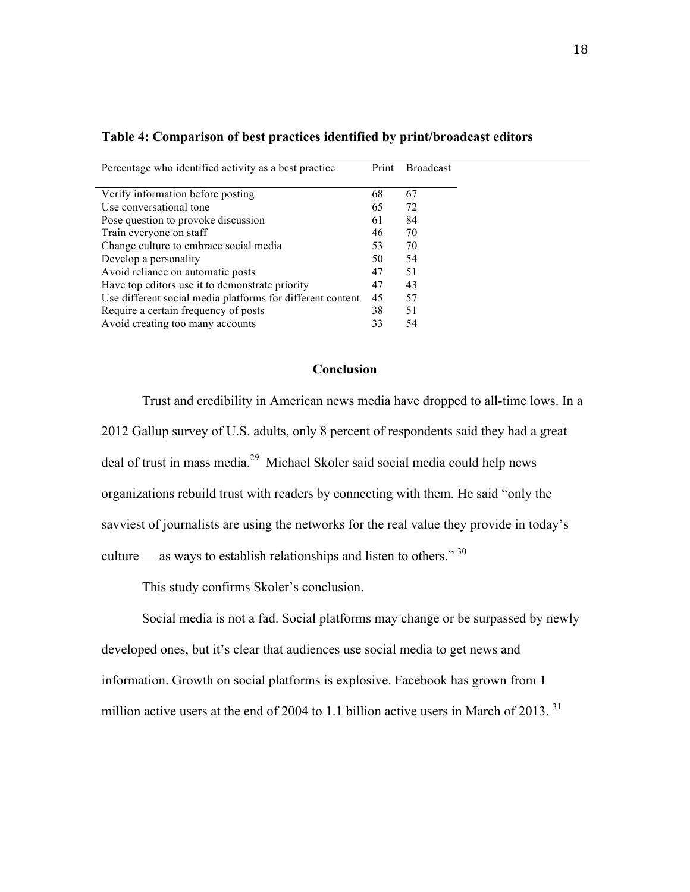**Table 4: Comparison of best practices identified by print/broadcast editors**

| Percentage who identified activity as a best practice | Print | Broadcast |
|---|---|---|
| Verify information before posting | 68 | 67 |
| Use conversational tone | 65 | 72 |
| Pose question to provoke discussion | 61 | 84 |
| Train everyone on staff | 46 | 70 |
| Change culture to embrace social media | 53 | 70 |
| Develop a personality | 50 | 54 |
| Avoid reliance on automatic posts | 47 | 51 |
| Have top editors use it to demonstrate priority | 47 | 43 |
| Use different social media platforms for different content | 45 | 57 |
| Require a certain frequency of posts | 38 | 51 |
| Avoid creating too many accounts | 33 | 54 |

## Conclusion

Trust and credibility in American news media have dropped to all-time lows. In a 2012 Gallup survey of U.S. adults, only 8 percent of respondents said they had a great deal of trust in mass media.[29] Michael Skoler said social media could help news organizations rebuild trust with readers by connecting with them. He said "only the savviest of journalists are using the networks for the real value they provide in today's culture — as ways to establish relationships and listen to others." [30]

This study confirms Skoler's conclusion.

Social media is not a fad. Social platforms may change or be surpassed by newly developed ones, but it's clear that audiences use social media to get news and information. Growth on social platforms is explosive. Facebook has grown from 1 million active users at the end of 2004 to 1.1 billion active users in March of 2013. [31]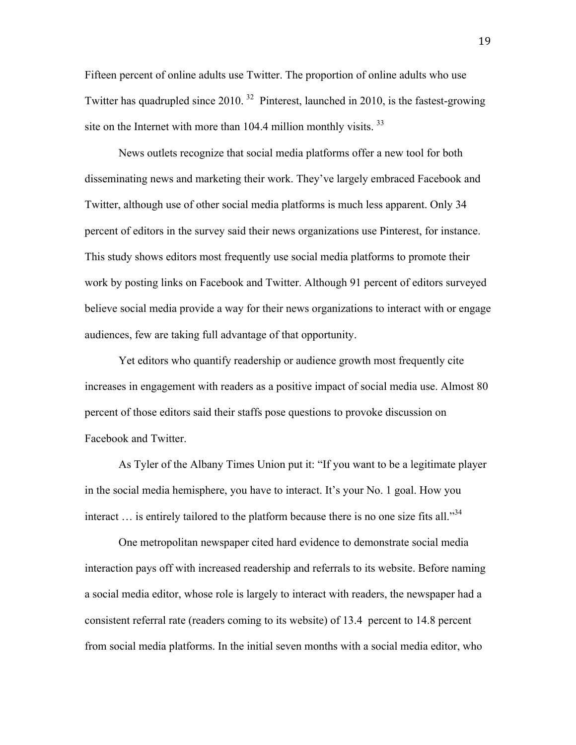Fifteen percent of online adults use Twitter. The proportion of online adults who use Twitter has quadrupled since 2010. [32] Pinterest, launched in 2010, is the fastest-growing site on the Internet with more than 104.4 million monthly visits. [33]

News outlets recognize that social media platforms offer a new tool for both disseminating news and marketing their work. They've largely embraced Facebook and Twitter, although use of other social media platforms is much less apparent. Only 34 percent of editors in the survey said their news organizations use Pinterest, for instance. This study shows editors most frequently use social media platforms to promote their work by posting links on Facebook and Twitter. Although 91 percent of editors surveyed believe social media provide a way for their news organizations to interact with or engage audiences, few are taking full advantage of that opportunity.

Yet editors who quantify readership or audience growth most frequently cite increases in engagement with readers as a positive impact of social media use. Almost 80 percent of those editors said their staffs pose questions to provoke discussion on Facebook and Twitter.

As Tyler of the Albany Times Union put it: "If you want to be a legitimate player in the social media hemisphere, you have to interact. It's your No. 1 goal. How you interact … is entirely tailored to the platform because there is no one size fits all."[34]

One metropolitan newspaper cited hard evidence to demonstrate social media interaction pays off with increased readership and referrals to its website. Before naming a social media editor, whose role is largely to interact with readers, the newspaper had a consistent referral rate (readers coming to its website) of 13.4 percent to 14.8 percent from social media platforms. In the initial seven months with a social media editor, who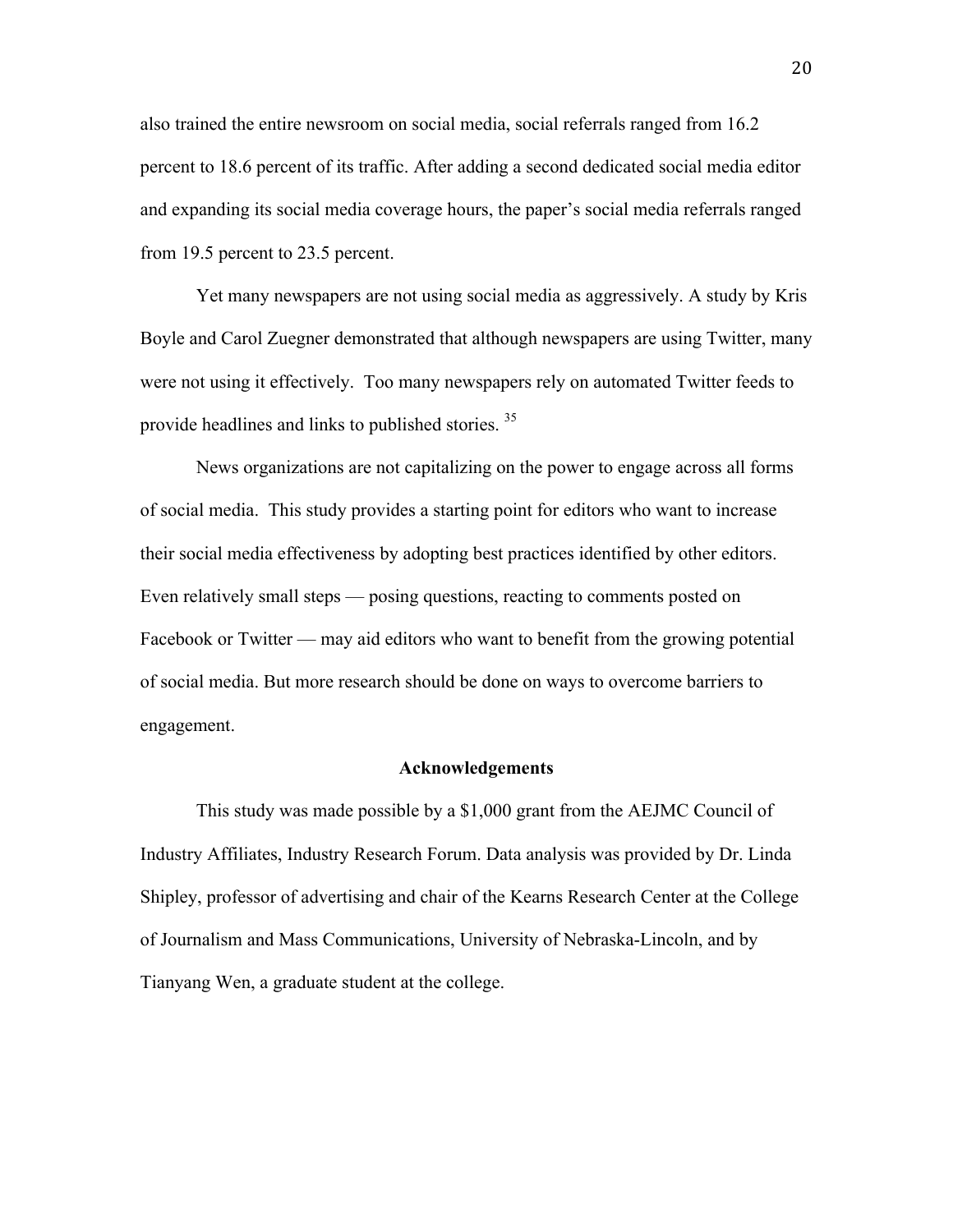also trained the entire newsroom on social media, social referrals ranged from 16.2 percent to 18.6 percent of its traffic. After adding a second dedicated social media editor and expanding its social media coverage hours, the paper's social media referrals ranged from 19.5 percent to 23.5 percent.

Yet many newspapers are not using social media as aggressively. A study by Kris Boyle and Carol Zuegner demonstrated that although newspapers are using Twitter, many were not using it effectively. Too many newspapers rely on automated Twitter feeds to provide headlines and links to published stories. [35]

News organizations are not capitalizing on the power to engage across all forms of social media. This study provides a starting point for editors who want to increase their social media effectiveness by adopting best practices identified by other editors. Even relatively small steps — posing questions, reacting to comments posted on Facebook or Twitter — may aid editors who want to benefit from the growing potential of social media. But more research should be done on ways to overcome barriers to engagement.

## Acknowledgements

This study was made possible by a $1,000 grant from the AEJMC Council of Industry Affiliates, Industry Research Forum. Data analysis was provided by Dr. Linda Shipley, professor of advertising and chair of the Kearns Research Center at the College of Journalism and Mass Communications, University of Nebraska-Lincoln, and by Tianyang Wen, a graduate student at the college.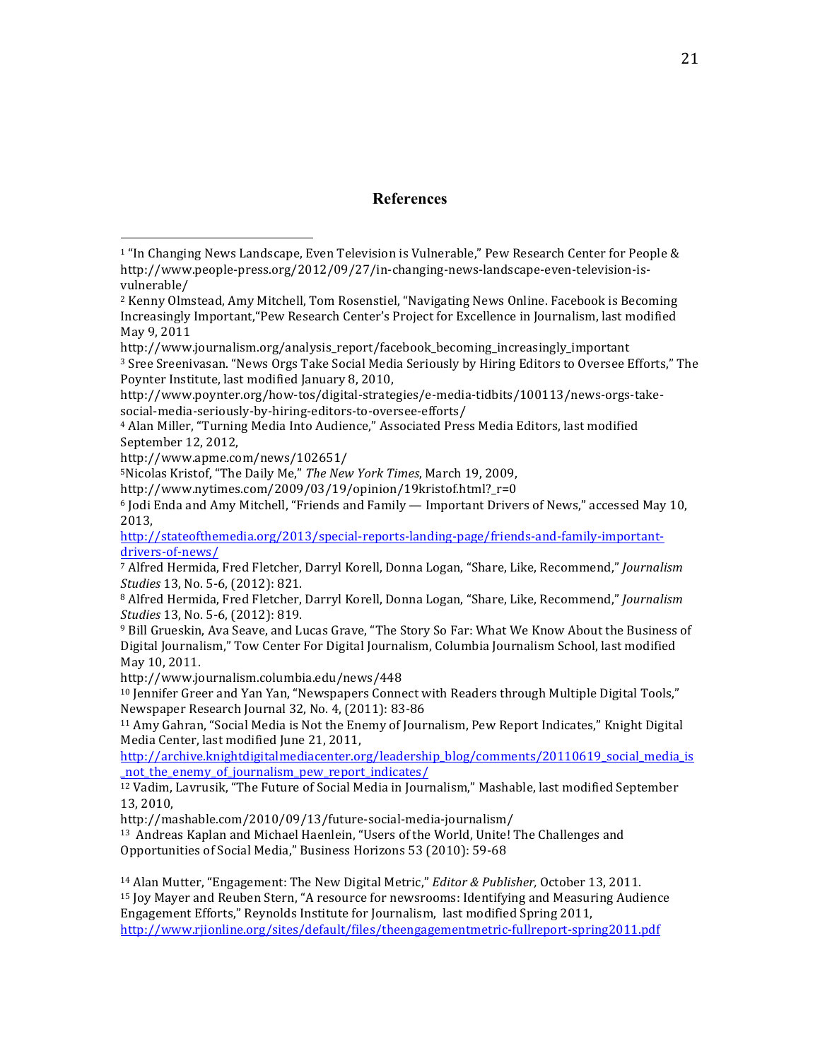## References

[1] "In Changing News Landscape, Even Television is Vulnerable," Pew Research Center for People & http://www.people-press.org/2012/09/27/in-changing-news-landscape-even-television-is-vulnerable/

[2] Kenny Olmstead, Amy Mitchell, Tom Rosenstiel, "Navigating News Online. Facebook is Becoming Increasingly Important,"Pew Research Center's Project for Excellence in Journalism, last modified May 9, 2011

http://www.journalism.org/analysis_report/facebook_becoming_increasingly_important

[3] Sree Sreenivasan. "News Orgs Take Social Media Seriously by Hiring Editors to Oversee Efforts," The Poynter Institute, last modified January 8, 2010,

http://www.poynter.org/how-tos/digital-strategies/e-media-tidbits/100113/news-orgs-take-social-media-seriously-by-hiring-editors-to-oversee-efforts/

[4] Alan Miller, "Turning Media Into Audience," Associated Press Media Editors, last modified September 12, 2012,

http://www.apme.com/news/102651/

[5] Nicolas Kristof, "The Daily Me," *The New York Times*, March 19, 2009,

http://www.nytimes.com/2009/03/19/opinion/19kristof.html?_r=0

[6] Jodi Enda and Amy Mitchell, "Friends and Family — Important Drivers of News," accessed May 10, 2013,

http://stateofthemedia.org/2013/special-reports-landing-page/friends-and-family-important-drivers-of-news/

[7] Alfred Hermida, Fred Fletcher, Darryl Korell, Donna Logan, "Share, Like, Recommend," *Journalism Studies* 13, No. 5-6, (2012): 821.

[8] Alfred Hermida, Fred Fletcher, Darryl Korell, Donna Logan, "Share, Like, Recommend," *Journalism Studies* 13, No. 5-6, (2012): 819.

[9] Bill Grueskin, Ava Seave, and Lucas Grave, "The Story So Far: What We Know About the Business of Digital Journalism," Tow Center For Digital Journalism, Columbia Journalism School, last modified May 10, 2011.

http://www.journalism.columbia.edu/news/448

[10] Jennifer Greer and Yan Yan, "Newspapers Connect with Readers through Multiple Digital Tools," Newspaper Research Journal 32, No. 4, (2011): 83-86

[11] Amy Gahran, "Social Media is Not the Enemy of Journalism, Pew Report Indicates," Knight Digital Media Center, last modified June 21, 2011,

http://archive.knightdigitalmediacenter.org/leadership_blog/comments/20110619_social_media_is_not_the_enemy_of_journalism_pew_report_indicates/

[12] Vadim, Lavrusik, "The Future of Social Media in Journalism," Mashable, last modified September 13, 2010,

http://mashable.com/2010/09/13/future-social-media-journalism/

[13] Andreas Kaplan and Michael Haenlein, "Users of the World, Unite! The Challenges and Opportunities of Social Media," Business Horizons 53 (2010): 59-68

[14] Alan Mutter, "Engagement: The New Digital Metric," *Editor & Publisher,* October 13, 2011.

[15] Joy Mayer and Reuben Stern, "A resource for newsrooms: Identifying and Measuring Audience Engagement Efforts," Reynolds Institute for Journalism, last modified Spring 2011,

http://www.rjionline.org/sites/default/files/theengagementmetric-fullreport-spring2011.pdf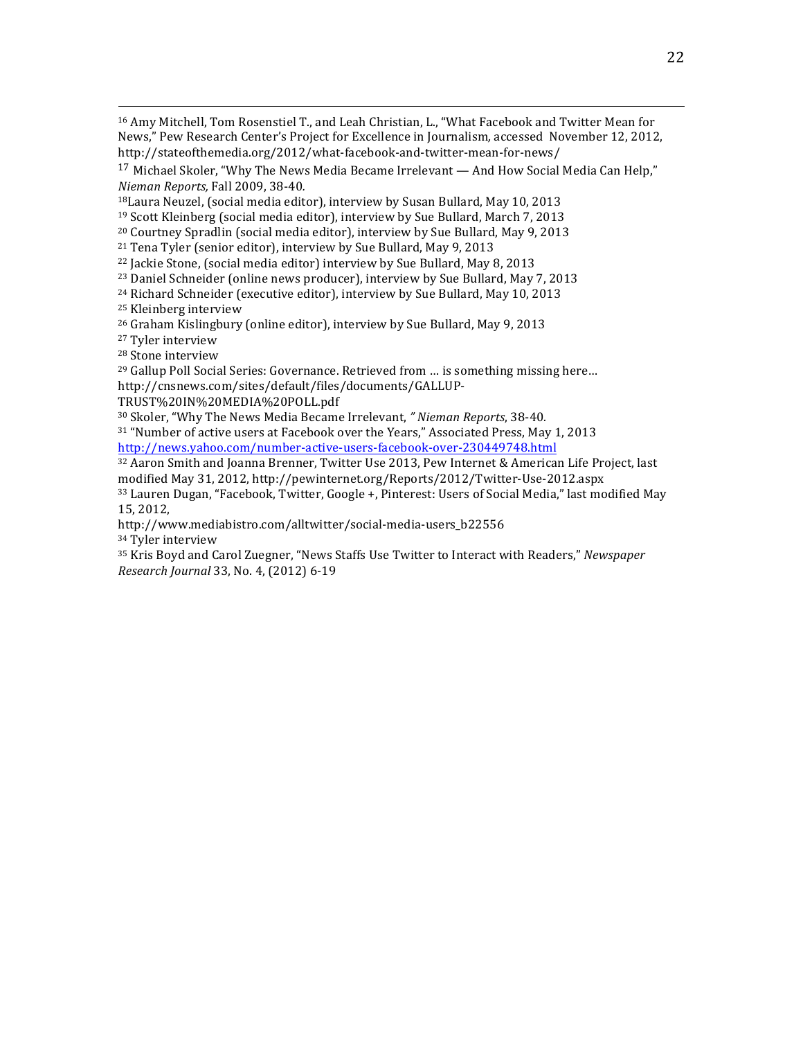[16] Amy Mitchell, Tom Rosenstiel T., and Leah Christian, L., "What Facebook and Twitter Mean for News," Pew Research Center's Project for Excellence in Journalism*,* accessed November 12, 2012, http://stateofthemedia.org/2012/what-facebook-and-twitter-mean-for-news/

[17] Michael Skoler, "Why The News Media Became Irrelevant — And How Social Media Can Help," *Nieman Reports,* Fall 2009, 38-40*.*

[18] Laura Neuzel, (social media editor), interview by Susan Bullard, May 10, 2013

[19] Scott Kleinberg (social media editor), interview by Sue Bullard, March 7, 2013

[20] Courtney Spradlin (social media editor), interview by Sue Bullard, May 9, 2013

[21] Tena Tyler (senior editor), interview by Sue Bullard, May 9, 2013

[22] Jackie Stone, (social media editor) interview by Sue Bullard, May 8, 2013

[23] Daniel Schneider (online news producer), interview by Sue Bullard, May 7, 2013

[24] Richard Schneider (executive editor), interview by Sue Bullard, May 10, 2013

[25] Kleinberg interview

[26] Graham Kislingbury (online editor), interview by Sue Bullard, May 9, 2013

[27] Tyler interview

[28] Stone interview

[29] Gallup Poll Social Series: Governance. Retrieved from … is something missing here… http://cnsnews.com/sites/default/files/documents/GALLUP-TRUST%20IN%20MEDIA%20POLL.pdf

[30] Skoler, "Why The News Media Became Irrelevant, *" Nieman Reports*, 38-40*.*

[31] "Number of active users at Facebook over the Years," Associated Press, May 1, 2013 http://news.yahoo.com/number-active-users-facebook-over-230449748.html

[32] Aaron Smith and Joanna Brenner, Twitter Use 2013, Pew Internet & American Life Project, last modified May 31, 2012, http://pewinternet.org/Reports/2012/Twitter-Use-2012.aspx

[33] Lauren Dugan, "Facebook, Twitter, Google +, Pinterest: Users of Social Media," last modified May 15, 2012, http://www.mediabistro.com/alltwitter/social-media-users_b22556

[34] Tyler interview

[35] Kris Boyd and Carol Zuegner, "News Staffs Use Twitter to Interact with Readers," *Newspaper Research Journal* 33, No. 4, (2012) 6-19